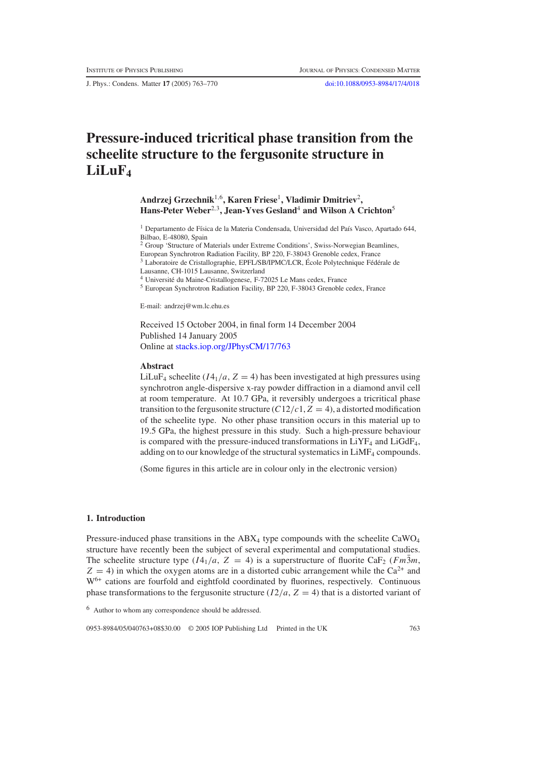# Pressure-induced tricritical phase transition from the scheelite structure to the fergusonite structure in $LiLuF_4$

**Andrzej Grzechnik**[1,6], **Karen Friese**[1], **Vladimir Dmitriev**[2], **Hans-Peter Weber**[2,3], **Jean-Yves Gesland**[4] **and Wilson A Crichton**[5]

[1] Departamento de Física de la Materia Condensada, Universidad del País Vasco, Apartado 644, Bilbao, E-48080, Spain

[2] Group 'Structure of Materials under Extreme Conditions', Swiss-Norwegian Beamlines, European Synchrotron Radiation Facility, BP 220, F-38043 Grenoble cedex, France

[3] Laboratoire de Cristallographie, EPFL/SB/IPMC/LCR, École Polytechnique Fédérale de Lausanne, CH-1015 Lausanne, Switzerland

[4] Université du Maine-Cristallogenese, F-72025 Le Mans cedex, France

[5] European Synchrotron Radiation Facility, BP 220, F-38043 Grenoble cedex, France

E-mail: andrzej@wm.lc.ehu.es

Received 15 October 2004, in final form 14 December 2004
Published 14 January 2005
Online at stacks.iop.org/JPhysCM/17/763

## Abstract

$LiLuF_4$ scheelite ($I4_1/a$, $Z = 4$) has been investigated at high pressures using synchrotron angle-dispersive x-ray powder diffraction in a diamond anvil cell at room temperature. At 10.7 GPa, it reversibly undergoes a tricritical phase transition to the fergusonite structure ($C12/c1$, $Z = 4$), a distorted modification of the scheelite type. No other phase transition occurs in this material up to 19.5 GPa, the highest pressure in this study. Such a high-pressure behaviour is compared with the pressure-induced transformations in $LiYF_4$ and $LiGdF_4$, adding on to our knowledge of the structural systematics in $LiMF_4$ compounds.

(Some figures in this article are in colour only in the electronic version)

## 1. Introduction

Pressure-induced phase transitions in the $ABX_4$ type compounds with the scheelite $CaWO_4$ structure have recently been the subject of several experimental and computational studies. The scheelite structure type ($I4_1/a$, $Z = 4$) is a superstructure of fluorite $CaF_2$ ($Fm\bar{3}m$, $Z = 4$) in which the oxygen atoms are in a distorted cubic arrangement while the $Ca^{2+}$ and $W^{6+}$ cations are fourfold and eightfold coordinated by fluorines, respectively. Continuous phase transformations to the fergusonite structure ($I2/a$, $Z = 4$) that is a distorted variant of

[6] Author to whom any correspondence should be addressed.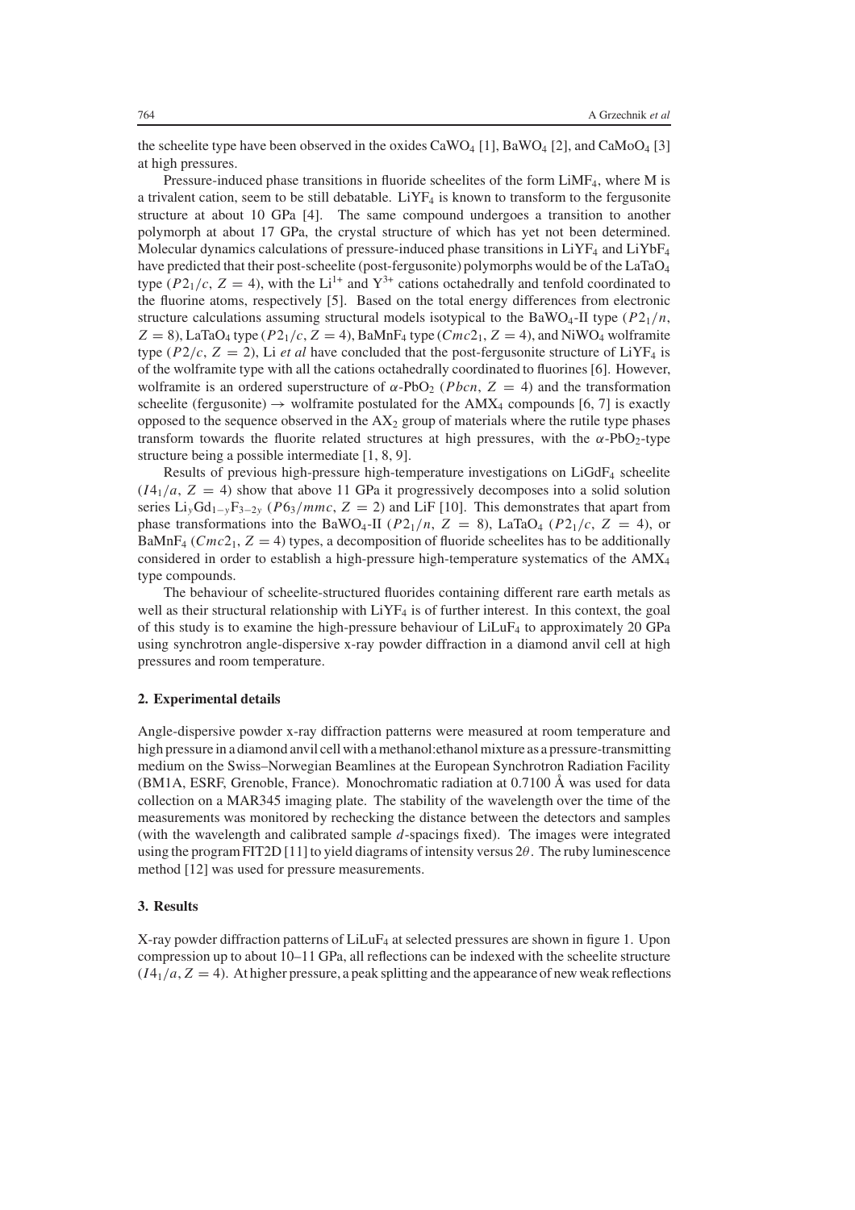the scheelite type have been observed in the oxides $CaWO_4$ [1], $BaWO_4$ [2], and $CaMoO_4$ [3] at high pressures.

Pressure-induced phase transitions in fluoride scheelites of the form $LiMF_4$, where M is a trivalent cation, seem to be still debatable. $LiYF_4$ is known to transform to the fergusonite structure at about 10 GPa [4]. The same compound undergoes a transition to another polymorph at about 17 GPa, the crystal structure of which has yet not been determined. Molecular dynamics calculations of pressure-induced phase transitions in $LiYF_4$ and $LiYbF_4$ have predicted that their post-scheelite (post-fergusonite) polymorphs would be of the $LaTaO_4$ type ($P2_1/c$, $Z = 4$), with the $Li^{1+}$ and $Y^{3+}$ cations octahedrally and tenfold coordinated to the fluorine atoms, respectively [5]. Based on the total energy differences from electronic structure calculations assuming structural models isotypical to the $BaWO_4$-II type ($P2_1/n$, $Z = 8$), $LaTaO_4$ type ($P2_1/c$, $Z = 4$), $BaMnF_4$ type ($Cmc2_1$, $Z = 4$), and $NiWO_4$ wolframite type ($P2/c$, $Z = 2$), Li *et al* have concluded that the post-fergusonite structure of $LiYF_4$ is of the wolframite type with all the cations octahedrally coordinated to fluorines [6]. However, wolframite is an ordered superstructure of $\alpha$-$PbO_2$ ($Pbcn$, $Z = 4$) and the transformation scheelite (fergusonite) $\rightarrow$ wolframite postulated for the $AMX_4$ compounds [6, 7] is exactly opposed to the sequence observed in the $AX_2$ group of materials where the rutile type phases transform towards the fluorite related structures at high pressures, with the $\alpha$-$PbO_2$-type structure being a possible intermediate [1, 8, 9].

Results of previous high-pressure high-temperature investigations on $LiGdF_4$ scheelite ($I4_1/a$, $Z = 4$) show that above 11 GPa it progressively decomposes into a solid solution series $Li_yGd_{1-y}F_{3-2y}$ ($P6_3/mmc$, $Z = 2$) and LiF [10]. This demonstrates that apart from phase transformations into the $BaWO_4$-II ($P2_1/n$, $Z = 8$), $LaTaO_4$ ($P2_1/c$, $Z = 4$), or $BaMnF_4$ ($Cmc2_1$, $Z = 4$) types, a decomposition of fluoride scheelites has to be additionally considered in order to establish a high-pressure high-temperature systematics of the $AMX_4$ type compounds.

The behaviour of scheelite-structured fluorides containing different rare earth metals as well as their structural relationship with $LiYF_4$ is of further interest. In this context, the goal of this study is to examine the high-pressure behaviour of $LiLuF_4$ to approximately 20 GPa using synchrotron angle-dispersive x-ray powder diffraction in a diamond anvil cell at high pressures and room temperature.

## 2. Experimental details

Angle-dispersive powder x-ray diffraction patterns were measured at room temperature and high pressure in a diamond anvil cell with a methanol:ethanol mixture as a pressure-transmitting medium on the Swiss–Norwegian Beamlines at the European Synchrotron Radiation Facility (BM1A, ESRF, Grenoble, France). Monochromatic radiation at 0.7100 Å was used for data collection on a MAR345 imaging plate. The stability of the wavelength over the time of the measurements was monitored by rechecking the distance between the detectors and samples (with the wavelength and calibrated sample $d$-spacings fixed). The images were integrated using the program FIT2D [11] to yield diagrams of intensity versus $2\theta$. The ruby luminescence method [12] was used for pressure measurements.

## 3. Results

X-ray powder diffraction patterns of $LiLuF_4$ at selected pressures are shown in figure 1. Upon compression up to about 10–11 GPa, all reflections can be indexed with the scheelite structure ($I4_1/a$, $Z = 4$). At higher pressure, a peak splitting and the appearance of new weak reflections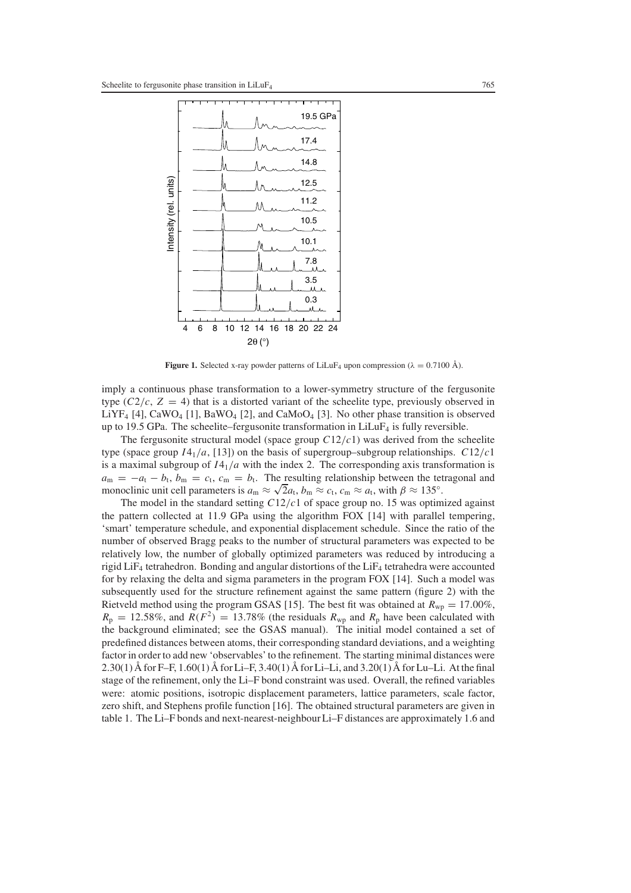**Figure 1.** Selected x-ray powder patterns of $LiLuF_4$ upon compression ($\lambda = 0.7100$ Å).

imply a continuous phase transformation to a lower-symmetry structure of the fergusonite type ($C2/c$, $Z = 4$) that is a distorted variant of the scheelite type, previously observed in $LiYF_4$ [4], $CaWO_4$ [1], $BaWO_4$ [2], and $CaMoO_4$ [3]. No other phase transition is observed up to 19.5 GPa. The scheelite–fergusonite transformation in $LiLuF_4$ is fully reversible.

The fergusonite structural model (space group $C12/c1$) was derived from the scheelite type (space group $I4_1/a$, [13]) on the basis of supergroup–subgroup relationships. $C12/c1$ is a maximal subgroup of $I4_1/a$ with the index 2. The corresponding axis transformation is $a_m = -a_t - b_t$, $b_m = c_t$, $c_m = b_t$. The resulting relationship between the tetragonal and monoclinic unit cell parameters is $a_m \approx \sqrt{2}a_t$, $b_m \approx c_t$, $c_m \approx a_t$, with $\beta \approx 135°$.

The model in the standard setting $C12/c1$ of space group no. 15 was optimized against the pattern collected at 11.9 GPa using the algorithm FOX [14] with parallel tempering, 'smart' temperature schedule, and exponential displacement schedule. Since the ratio of the number of observed Bragg peaks to the number of structural parameters was expected to be relatively low, the number of globally optimized parameters was reduced by introducing a rigid $LiF_4$ tetrahedron. Bonding and angular distortions of the $LiF_4$ tetrahedra were accounted for by relaxing the delta and sigma parameters in the program FOX [14]. Such a model was subsequently used for the structure refinement against the same pattern (figure 2) with the Rietveld method using the program GSAS [15]. The best fit was obtained at $R_{wp} = 17.00\%$, $R_p = 12.58\%$, and $R(F^2) = 13.78\%$ (the residuals $R_{wp}$ and $R_p$ have been calculated with the background eliminated; see the GSAS manual). The initial model contained a set of predefined distances between atoms, their corresponding standard deviations, and a weighting factor in order to add new 'observables' to the refinement. The starting minimal distances were 2.30(1) Å for F–F, 1.60(1) Å for Li–F, 3.40(1) Å for Li–Li, and 3.20(1) Å for Lu–Li. At the final stage of the refinement, only the Li–F bond constraint was used. Overall, the refined variables were: atomic positions, isotropic displacement parameters, lattice parameters, scale factor, zero shift, and Stephens profile function [16]. The obtained structural parameters are given in table 1. The Li–F bonds and next-nearest-neighbour Li–F distances are approximately 1.6 and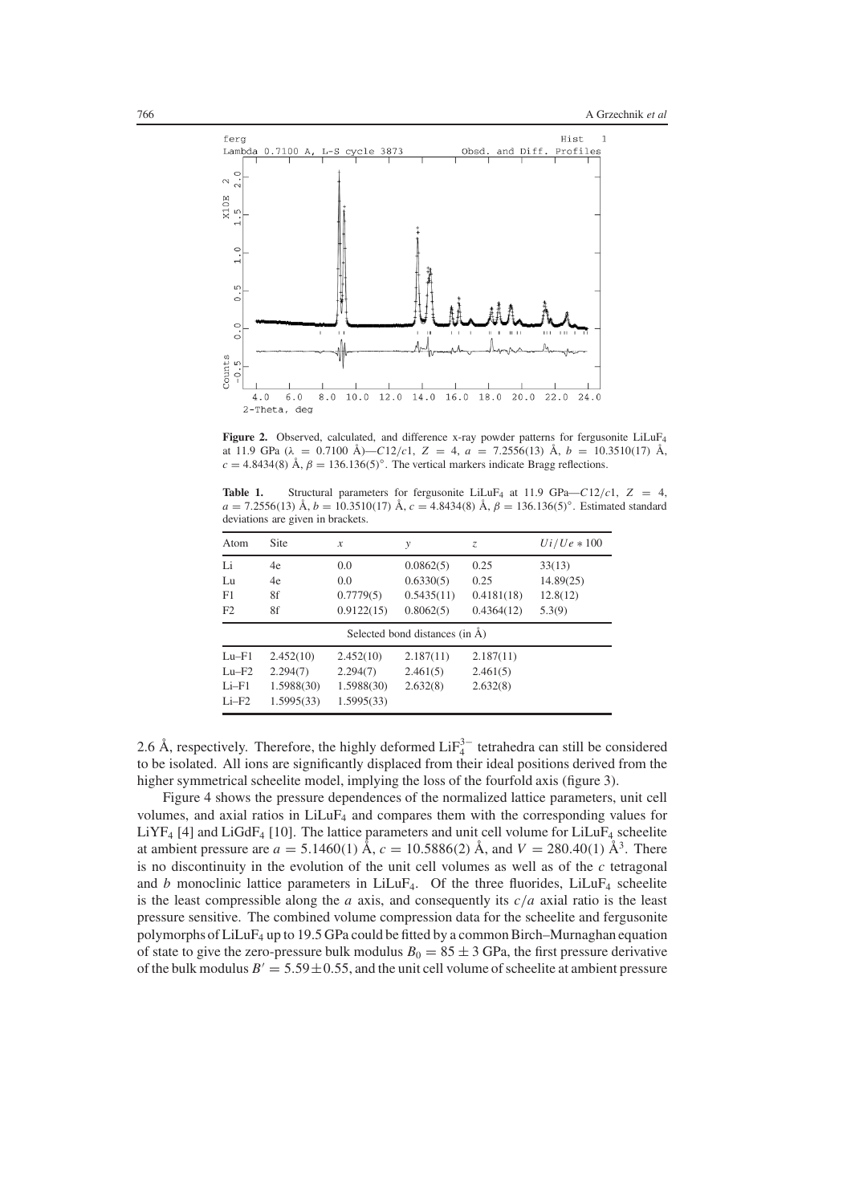**Figure 2.** Observed, calculated, and difference x-ray powder patterns for fergusonite $LiLuF_4$ at 11.9 GPa ($\lambda$ = 0.7100 Å)—$C12/c1$, $Z$ = 4, $a$ = 7.2556(13) Å, $b$ = 10.3510(17) Å, $c$ = 4.8434(8) Å, $\beta$ = 136.136(5)°. The vertical markers indicate Bragg reflections.

**Table 1.** Structural parameters for fergusonite $LiLuF_4$ at 11.9 GPa—$C12/c1$, $Z$ = 4, $a$ = 7.2556(13) Å, $b$ = 10.3510(17) Å, $c$ = 4.8434(8) Å, $\beta$ = 136.136(5)°. Estimated standard deviations are given in brackets.

| Atom | Site | $x$ | $y$ | $z$ | $Ui/Ue * 100$ |
|---|---|---|---|---|---|
| Li | 4e | 0.0 | 0.0862(5) | 0.25 | 33(13) |
| Lu | 4e | 0.0 | 0.6330(5) | 0.25 | 14.89(25) |
| F1 | 8f | 0.7779(5) | 0.5435(11) | 0.4181(18) | 12.8(12) |
| F2 | 8f | 0.9122(15) | 0.8062(5) | 0.4364(12) | 5.3(9) |
| Selected bond distances (in Å) | | | | | |
| Lu–F1 | 2.452(10) | 2.452(10) | 2.187(11) | 2.187(11) | |
| Lu–F2 | 2.294(7) | 2.294(7) | 2.461(5) | 2.461(5) | |
| Li–F1 | 1.5988(30) | 1.5988(30) | 2.632(8) | 2.632(8) | |
| Li–F2 | 1.5995(33) | 1.5995(33) | | | |

2.6 Å, respectively. Therefore, the highly deformed $LiF_4^{3-}$ tetrahedra can still be considered to be isolated. All ions are significantly displaced from their ideal positions derived from the higher symmetrical scheelite model, implying the loss of the fourfold axis (figure 3).

Figure 4 shows the pressure dependences of the normalized lattice parameters, unit cell volumes, and axial ratios in $LiLuF_4$ and compares them with the corresponding values for $LiYF_4$ [4] and $LiGdF_4$ [10]. The lattice parameters and unit cell volume for $LiLuF_4$ scheelite at ambient pressure are $a$ = 5.1460(1) Å, $c$ = 10.5886(2) Å, and $V$ = 280.40(1) Å$^3$. There is no discontinuity in the evolution of the unit cell volumes as well as of the $c$ tetragonal and $b$ monoclinic lattice parameters in $LiLuF_4$. Of the three fluorides, $LiLuF_4$ scheelite is the least compressible along the $a$ axis, and consequently its $c/a$ axial ratio is the least pressure sensitive. The combined volume compression data for the scheelite and fergusonite polymorphs of $LiLuF_4$ up to 19.5 GPa could be fitted by a common Birch–Murnaghan equation of state to give the zero-pressure bulk modulus $B_0 = 85 \pm 3$ GPa, the first pressure derivative of the bulk modulus $B' = 5.59 \pm 0.55$, and the unit cell volume of scheelite at ambient pressure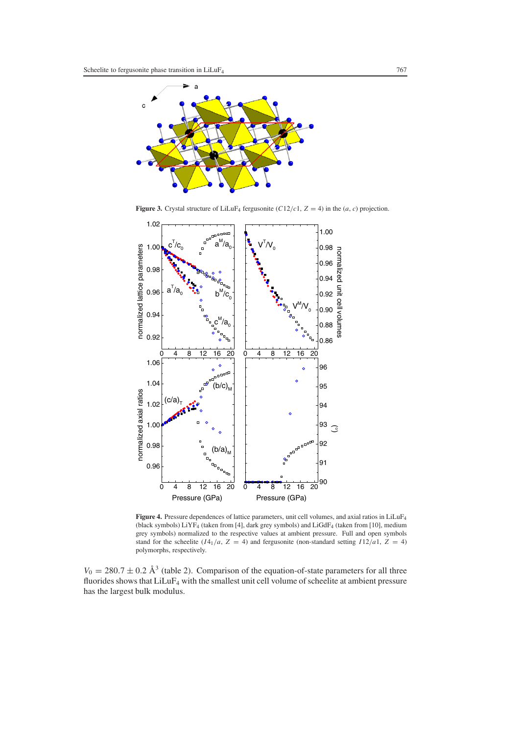**Figure 3.** Crystal structure of $LiLuF_4$ fergusonite ($C12/c1$, $Z = 4$) in the ($a$, $c$) projection.

**Figure 4.** Pressure dependences of lattice parameters, unit cell volumes, and axial ratios in $LiLuF_4$ (black symbols) $LiYF_4$ (taken from [4], dark grey symbols) and $LiGdF_4$ (taken from [10], medium grey symbols) normalized to the respective values at ambient pressure. Full and open symbols stand for the scheelite ($I4_1/a$, $Z = 4$) and fergusonite (non-standard setting $I12/a1$, $Z = 4$) polymorphs, respectively.

$V_0 = 280.7 \pm 0.2$ Å$^3$ (table 2). Comparison of the equation-of-state parameters for all three fluorides shows that $LiLuF_4$ with the smallest unit cell volume of scheelite at ambient pressure has the largest bulk modulus.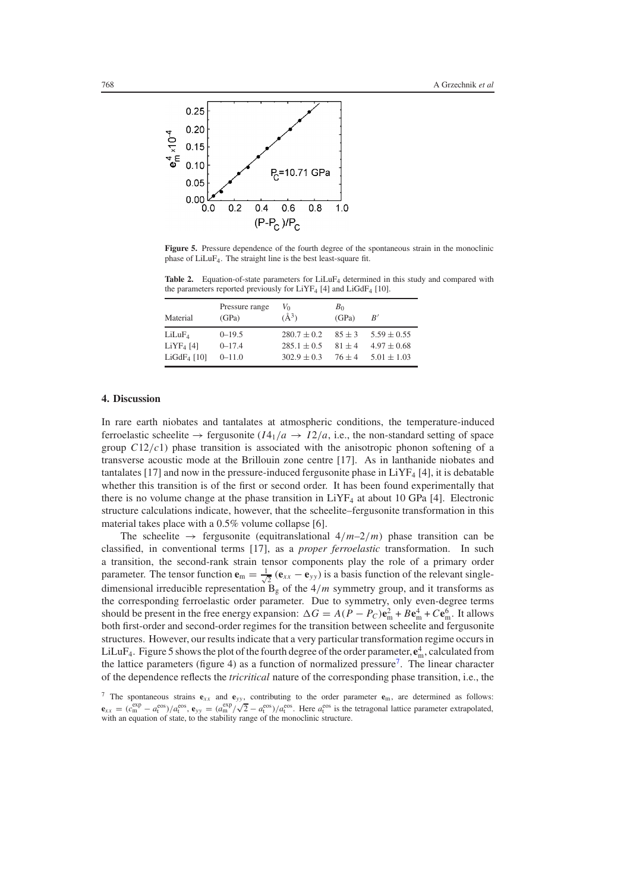**Figure 5.** Pressure dependence of the fourth degree of the spontaneous strain in the monoclinic phase of $LiLuF_4$. The straight line is the best least-square fit.

**Table 2.** Equation-of-state parameters for $LiLuF_4$ determined in this study and compared with the parameters reported previously for $LiYF_4$ [4] and $LiGdF_4$ [10].

| Material | Pressure range (GPa) | $V_0$ ($\text{Å}^3$) | $B_0$ (GPa) | $B'$ |
| --- | --- | --- | --- | --- |
| $LiLuF_4$ | 0–19.5 | $280.7 \pm 0.2$ | $85 \pm 3$ | $5.59 \pm 0.55$ |
| $LiYF_4$ [4] | 0–17.4 | $285.1 \pm 0.5$ | $81 \pm 4$ | $4.97 \pm 0.68$ |
| $LiGdF_4$ [10] | 0–11.0 | $302.9 \pm 0.3$ | $76 \pm 4$ | $5.01 \pm 1.03$ |

## 4. Discussion

In rare earth niobates and tantalates at atmospheric conditions, the temperature-induced ferroelastic scheelite → fergusonite ($I4_1/a \rightarrow I2/a$, i.e., the non-standard setting of space group $C12/c1$) phase transition is associated with the anisotropic phonon softening of a transverse acoustic mode at the Brillouin zone centre [17]. As in lanthanide niobates and tantalates [17] and now in the pressure-induced fergusonite phase in $LiYF_4$ [4], it is debatable whether this transition is of the first or second order. It has been found experimentally that there is no volume change at the phase transition in $LiYF_4$ at about 10 GPa [4]. Electronic structure calculations indicate, however, that the scheelite–fergusonite transformation in this material takes place with a 0.5% volume collapse [6].

The scheelite → fergusonite (equitranslational $4/m$–$2/m$) phase transition can be classified, in conventional terms [17], as a *proper ferroelastic* transformation. In such a transition, the second-rank strain tensor components play the role of a primary order parameter. The tensor function $\mathbf{e}_m = \frac{1}{\sqrt{2}}(\mathbf{e}_{xx} - \mathbf{e}_{yy})$ is a basis function of the relevant single-dimensional irreducible representation $B_g$ of the $4/m$ symmetry group, and it transforms as the corresponding ferroelastic order parameter. Due to symmetry, only even-degree terms should be present in the free energy expansion: $\Delta G = A(P - P_C)\mathbf{e}_m^2 + B\mathbf{e}_m^4 + C\mathbf{e}_m^6$. It allows both first-order and second-order regimes for the transition between scheelite and fergusonite structures. However, our results indicate that a very particular transformation regime occurs in $LiLuF_4$. Figure 5 shows the plot of the fourth degree of the order parameter, $\mathbf{e}_m^4$, calculated from the lattice parameters (figure 4) as a function of normalized pressure[7]. The linear character of the dependence reflects the *tricritical* nature of the corresponding phase transition, i.e., the

[7] The spontaneous strains $\mathbf{e}_{xx}$ and $\mathbf{e}_{yy}$, contributing to the order parameter $\mathbf{e}_m$, are determined as follows: $\mathbf{e}_{xx} = (c_m^{\exp} - a_t^{\mathrm{eos}})/a_t^{\mathrm{eos}}$, $\mathbf{e}_{yy} = (a_m^{\exp}/\sqrt{2} - a_t^{\mathrm{eos}})/a_t^{\mathrm{eos}}$. Here $a_t^{\mathrm{eos}}$ is the tetragonal lattice parameter extrapolated, with an equation of state, to the stability range of the monoclinic structure.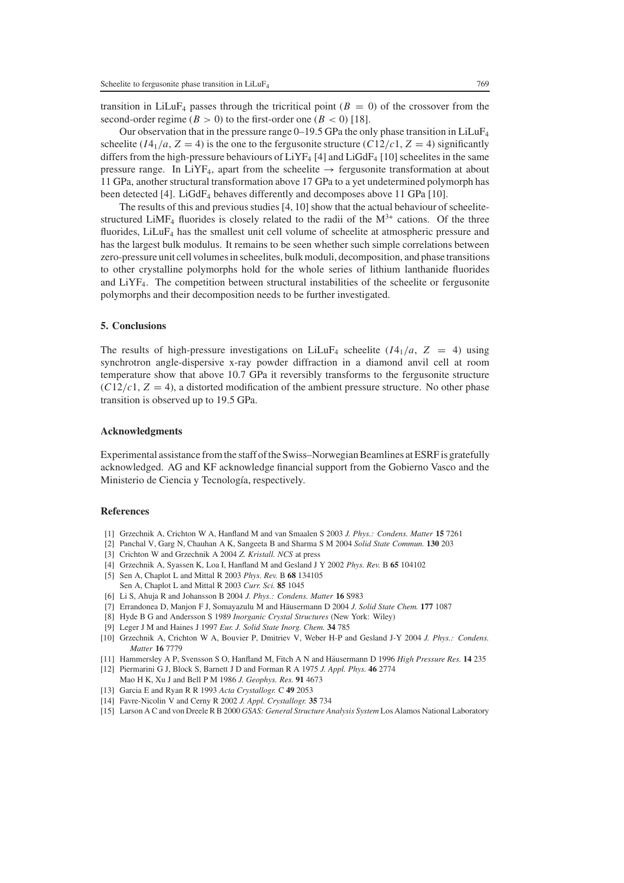transition in $LiLuF_4$ passes through the tricritical point ($B = 0$) of the crossover from the second-order regime ($B > 0$) to the first-order one ($B < 0$) [18].

Our observation that in the pressure range 0–19.5 GPa the only phase transition in $LiLuF_4$ scheelite ($I4_1/a$, $Z = 4$) is the one to the fergusonite structure ($C12/c1$, $Z = 4$) significantly differs from the high-pressure behaviours of $LiYF_4$ [4] and $LiGdF_4$ [10] scheelites in the same pressure range. In $LiYF_4$, apart from the scheelite $\rightarrow$ fergusonite transformation at about 11 GPa, another structural transformation above 17 GPa to a yet undetermined polymorph has been detected [4]. $LiGdF_4$ behaves differently and decomposes above 11 GPa [10].

The results of this and previous studies [4, 10] show that the actual behaviour of scheelite-structured $LiMF_4$ fluorides is closely related to the radii of the $M^{3+}$ cations. Of the three fluorides, $LiLuF_4$ has the smallest unit cell volume of scheelite at atmospheric pressure and has the largest bulk modulus. It remains to be seen whether such simple correlations between zero-pressure unit cell volumes in scheelites, bulk moduli, decomposition, and phase transitions to other crystalline polymorphs hold for the whole series of lithium lanthanide fluorides and $LiYF_4$. The competition between structural instabilities of the scheelite or fergusonite polymorphs and their decomposition needs to be further investigated.

## 5. Conclusions

The results of high-pressure investigations on $LiLuF_4$ scheelite ($I4_1/a$, $Z = 4$) using synchrotron angle-dispersive x-ray powder diffraction in a diamond anvil cell at room temperature show that above 10.7 GPa it reversibly transforms to the fergusonite structure ($C12/c1$, $Z = 4$), a distorted modification of the ambient pressure structure. No other phase transition is observed up to 19.5 GPa.

## Acknowledgments

Experimental assistance from the staff of the Swiss–Norwegian Beamlines at ESRF is gratefully acknowledged. AG and KF acknowledge financial support from the Gobierno Vasco and the Ministerio de Ciencia y Tecnología, respectively.

## References

[1] Grzechnik A, Crichton W A, Hanfland M and van Smaalen S 2003 *J. Phys.: Condens. Matter* **15** 7261
[2] Panchal V, Garg N, Chauhan A K, Sangeeta B and Sharma S M 2004 *Solid State Commun.* **130** 203
[3] Crichton W and Grzechnik A 2004 *Z. Kristall. NCS* at press
[4] Grzechnik A, Syassen K, Loa I, Hanfland M and Gesland J Y 2002 *Phys. Rev.* B **65** 104102
[5] Sen A, Chaplot L and Mittal R 2003 *Phys. Rev.* B **68** 134105
Sen A, Chaplot L and Mittal R 2003 *Curr. Sci.* **85** 1045
[6] Li S, Ahuja R and Johansson B 2004 *J. Phys.: Condens. Matter* **16** S983
[7] Errandonea D, Manjon F J, Somayazulu M and Häusermann D 2004 *J. Solid State Chem.* **177** 1087
[8] Hyde B G and Andersson S 1989 *Inorganic Crystal Structures* (New York: Wiley)
[9] Leger J M and Haines J 1997 *Eur. J. Solid State Inorg. Chem.* **34** 785
[10] Grzechnik A, Crichton W A, Bouvier P, Dmitriev V, Weber H-P and Gesland J-Y 2004 *J. Phys.: Condens. Matter* **16** 7779
[11] Hammersley A P, Svensson S O, Hanfland M, Fitch A N and Häusermann D 1996 *High Pressure Res.* **14** 235
[12] Piermarini G J, Block S, Barnett J D and Forman R A 1975 *J. Appl. Phys.* **46** 2774
Mao H K, Xu J and Bell P M 1986 *J. Geophys. Res.* **91** 4673
[13] Garcia E and Ryan R R 1993 *Acta Crystallogr.* C **49** 2053
[14] Favre-Nicolin V and Cerny R 2002 *J. Appl. Crystallogr.* **35** 734
[15] Larson A C and von Dreele R B 2000 *GSAS: General Structure Analysis System* Los Alamos National Laboratory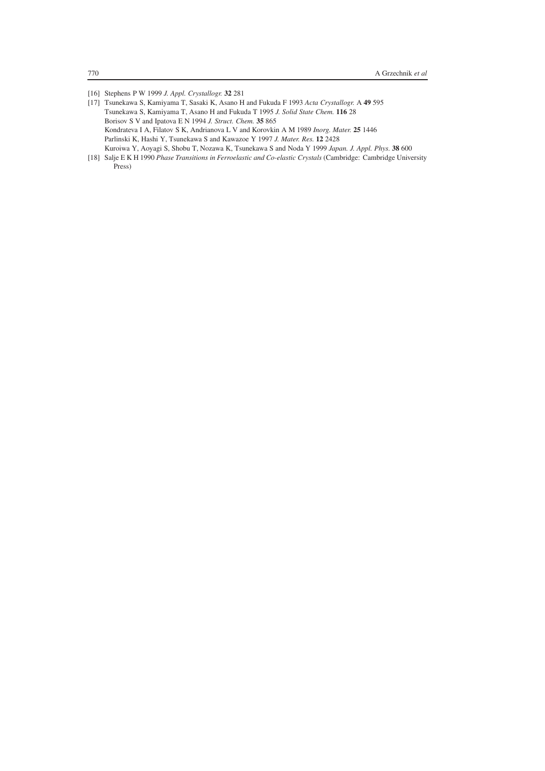[16] Stephens P W 1999 *J. Appl. Crystallogr.* **32** 281

[17] Tsunekawa S, Kamiyama T, Sasaki K, Asano H and Fukuda F 1993 *Acta Crystallogr.* A **49** 595
Tsunekawa S, Kamiyama T, Asano H and Fukuda T 1995 *J. Solid State Chem.* **116** 28
Borisov S V and Ipatova E N 1994 *J. Struct. Chem.* **35** 865
Kondrateva I A, Filatov S K, Andrianova L V and Korovkin A M 1989 *Inorg. Mater.* **25** 1446
Parlinski K, Hashi Y, Tsunekawa S and Kawazoe Y 1997 *J. Mater. Res.* **12** 2428
Kuroiwa Y, Aoyagi S, Shobu T, Nozawa K, Tsunekawa S and Noda Y 1999 *Japan. J. Appl. Phys.* **38** 600

[18] Salje E K H 1990 *Phase Transitions in Ferroelastic and Co-elastic Crystals* (Cambridge: Cambridge University Press)